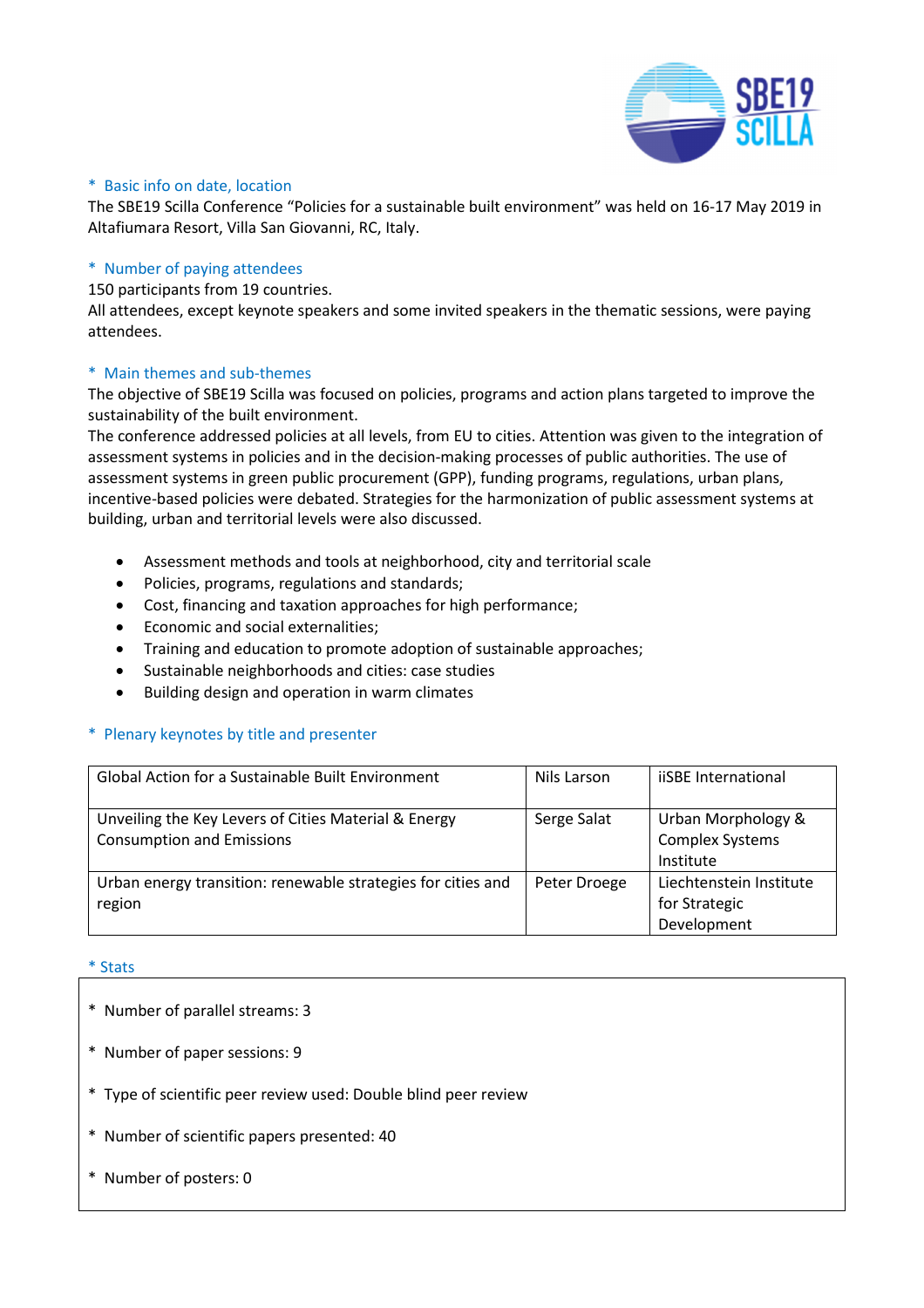\* Basic info on date, location

The SBE19 Scilla Conference "Policies for a sustainable built environment" was held on 16-17 May 2019 in Altafiumara Resort, Villa San Giovanni, RC, Italy.

\* Number of paying attendees

150 participants from 19 countries.
All attendees, except keynote speakers and some invited speakers in the thematic sessions, were paying attendees.

\* Main themes and sub-themes

The objective of SBE19 Scilla was focused on policies, programs and action plans targeted to improve the sustainability of the built environment.
The conference addressed policies at all levels, from EU to cities. Attention was given to the integration of assessment systems in policies and in the decision-making processes of public authorities. The use of assessment systems in green public procurement (GPP), funding programs, regulations, urban plans, incentive-based policies were debated. Strategies for the harmonization of public assessment systems at building, urban and territorial levels were also discussed.

- Assessment methods and tools at neighborhood, city and territorial scale
- Policies, programs, regulations and standards;
- Cost, financing and taxation approaches for high performance;
- Economic and social externalities;
- Training and education to promote adoption of sustainable approaches;
- Sustainable neighborhoods and cities: case studies
- Building design and operation in warm climates

\* Plenary keynotes by title and presenter

| | | |
|---|---|---|
| Global Action for a Sustainable Built Environment | Nils Larson | iiSBE International |
| Unveiling the Key Levers of Cities Material & Energy Consumption and Emissions | Serge Salat | Urban Morphology & Complex Systems Institute |
| Urban energy transition: renewable strategies for cities and region | Peter Droege | Liechtenstein Institute for Strategic Development |

\* Stats

\* Number of parallel streams: 3

\* Number of paper sessions: 9

\* Type of scientific peer review used: Double blind peer review

\* Number of scientific papers presented: 40

\* Number of posters: 0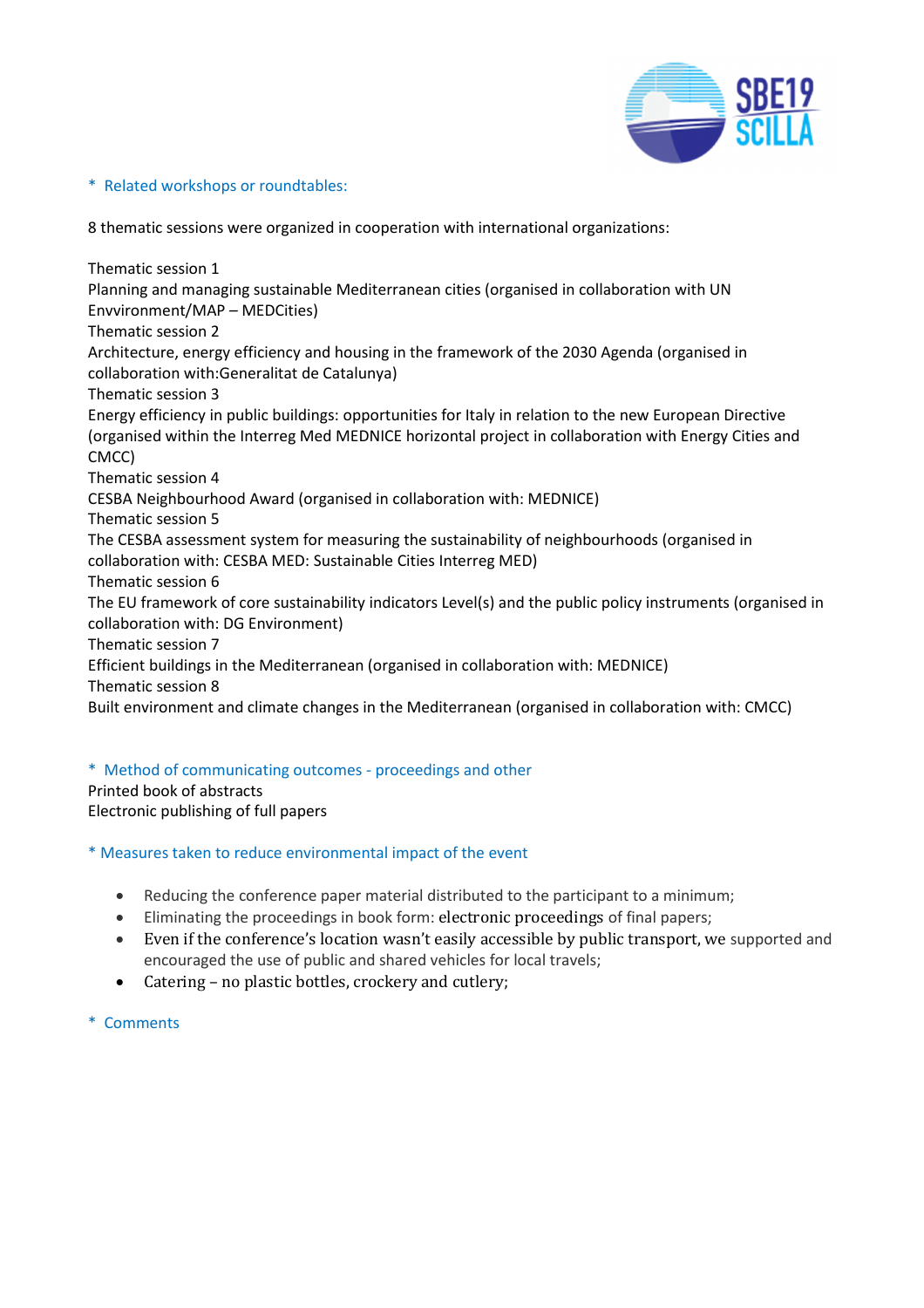\* Related workshops or roundtables:

8 thematic sessions were organized in cooperation with international organizations:

Thematic session 1
Planning and managing sustainable Mediterranean cities (organised in collaboration with UN Envvironment/MAP – MEDCities)
Thematic session 2
Architecture, energy efficiency and housing in the framework of the 2030 Agenda (organised in collaboration with:Generalitat de Catalunya)
Thematic session 3
Energy efficiency in public buildings: opportunities for Italy in relation to the new European Directive (organised within the Interreg Med MEDNICE horizontal project in collaboration with Energy Cities and CMCC)
Thematic session 4
CESBA Neighbourhood Award (organised in collaboration with: MEDNICE)
Thematic session 5
The CESBA assessment system for measuring the sustainability of neighbourhoods (organised in collaboration with: CESBA MED: Sustainable Cities Interreg MED)
Thematic session 6
The EU framework of core sustainability indicators Level(s) and the public policy instruments (organised in collaboration with: DG Environment)
Thematic session 7
Efficient buildings in the Mediterranean (organised in collaboration with: MEDNICE)
Thematic session 8
Built environment and climate changes in the Mediterranean (organised in collaboration with: CMCC)

\* Method of communicating outcomes - proceedings and other

Printed book of abstracts
Electronic publishing of full papers

\* Measures taken to reduce environmental impact of the event

- Reducing the conference paper material distributed to the participant to a minimum;
- Eliminating the proceedings in book form: electronic proceedings of final papers;
- Even if the conference's location wasn't easily accessible by public transport, we supported and encouraged the use of public and shared vehicles for local travels;
- Catering – no plastic bottles, crockery and cutlery;

\* Comments